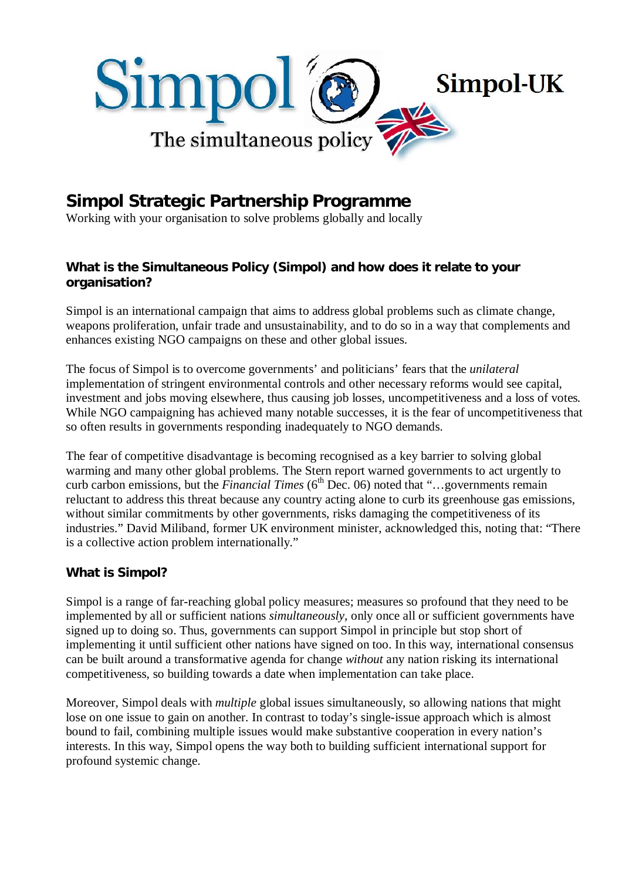Simpol

The simultaneous policy

Simpol-UK

# Simpol Strategic Partnership Programme

Working with your organisation to solve problems globally and locally

## What is the Simultaneous Policy (Simpol) and how does it relate to your organisation?

Simpol is an international campaign that aims to address global problems such as climate change, weapons proliferation, unfair trade and unsustainability, and to do so in a way that complements and enhances existing NGO campaigns on these and other global issues.

The focus of Simpol is to overcome governments' and politicians' fears that the *unilateral* implementation of stringent environmental controls and other necessary reforms would see capital, investment and jobs moving elsewhere, thus causing job losses, uncompetitiveness and a loss of votes. While NGO campaigning has achieved many notable successes, it is the fear of uncompetitiveness that so often results in governments responding inadequately to NGO demands.

The fear of competitive disadvantage is becoming recognised as a key barrier to solving global warming and many other global problems. The Stern report warned governments to act urgently to curb carbon emissions, but the *Financial Times* (6th Dec. 06) noted that "…governments remain reluctant to address this threat because any country acting alone to curb its greenhouse gas emissions, without similar commitments by other governments, risks damaging the competitiveness of its industries." David Miliband, former UK environment minister, acknowledged this, noting that: "There is a collective action problem internationally."

## What is Simpol?

Simpol is a range of far-reaching global policy measures; measures so profound that they need to be implemented by all or sufficient nations *simultaneously*, only once all or sufficient governments have signed up to doing so. Thus, governments can support Simpol in principle but stop short of implementing it until sufficient other nations have signed on too. In this way, international consensus can be built around a transformative agenda for change *without* any nation risking its international competitiveness, so building towards a date when implementation can take place.

Moreover, Simpol deals with *multiple* global issues simultaneously, so allowing nations that might lose on one issue to gain on another. In contrast to today's single-issue approach which is almost bound to fail, combining multiple issues would make substantive cooperation in every nation's interests. In this way, Simpol opens the way both to building sufficient international support for profound systemic change.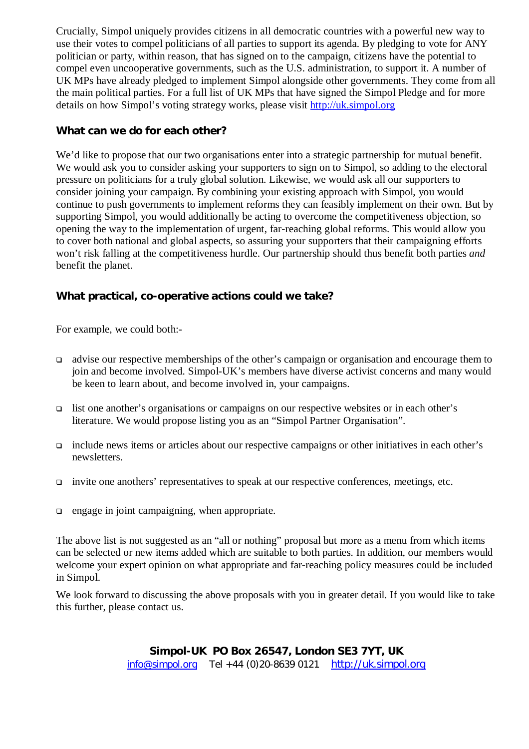Crucially, Simpol uniquely provides citizens in all democratic countries with a powerful new way to use their votes to compel politicians of all parties to support its agenda. By pledging to vote for ANY politician or party, within reason, that has signed on to the campaign, citizens have the potential to compel even uncooperative governments, such as the U.S. administration, to support it. A number of UK MPs have already pledged to implement Simpol alongside other governments. They come from all the main political parties. For a full list of UK MPs that have signed the Simpol Pledge and for more details on how Simpol's voting strategy works, please visit [http://uk.simpol.org](http://uk.simpol.org)

## What can we do for each other?

We'd like to propose that our two organisations enter into a strategic partnership for mutual benefit. We would ask you to consider asking your supporters to sign on to Simpol, so adding to the electoral pressure on politicians for a truly global solution. Likewise, we would ask all our supporters to consider joining your campaign. By combining your existing approach with Simpol, you would continue to push governments to implement reforms they can feasibly implement on their own. But by supporting Simpol, you would additionally be acting to overcome the competitiveness objection, so opening the way to the implementation of urgent, far-reaching global reforms. This would allow you to cover both national and global aspects, so assuring your supporters that their campaigning efforts won't risk falling at the competitiveness hurdle. Our partnership should thus benefit both parties *and* benefit the planet.

## What practical, co-operative actions could we take?

For example, we could both:-

- advise our respective memberships of the other's campaign or organisation and encourage them to join and become involved. Simpol-UK's members have diverse activist concerns and many would be keen to learn about, and become involved in, your campaigns.
- list one another's organisations or campaigns on our respective websites or in each other's literature. We would propose listing you as an "Simpol Partner Organisation".
- include news items or articles about our respective campaigns or other initiatives in each other's newsletters.
- invite one anothers' representatives to speak at our respective conferences, meetings, etc.
- engage in joint campaigning, when appropriate.

The above list is not suggested as an "all or nothing" proposal but more as a menu from which items can be selected or new items added which are suitable to both parties. In addition, our members would welcome your expert opinion on what appropriate and far-reaching policy measures could be included in Simpol.

We look forward to discussing the above proposals with you in greater detail. If you would like to take this further, please contact us.

**Simpol-UK PO Box 26547, London SE3 7YT, UK**
[info@simpol.org](mailto:info@simpol.org) Tel +44 (0)20-8639 0121 [http://uk.simpol.org](http://uk.simpol.org)